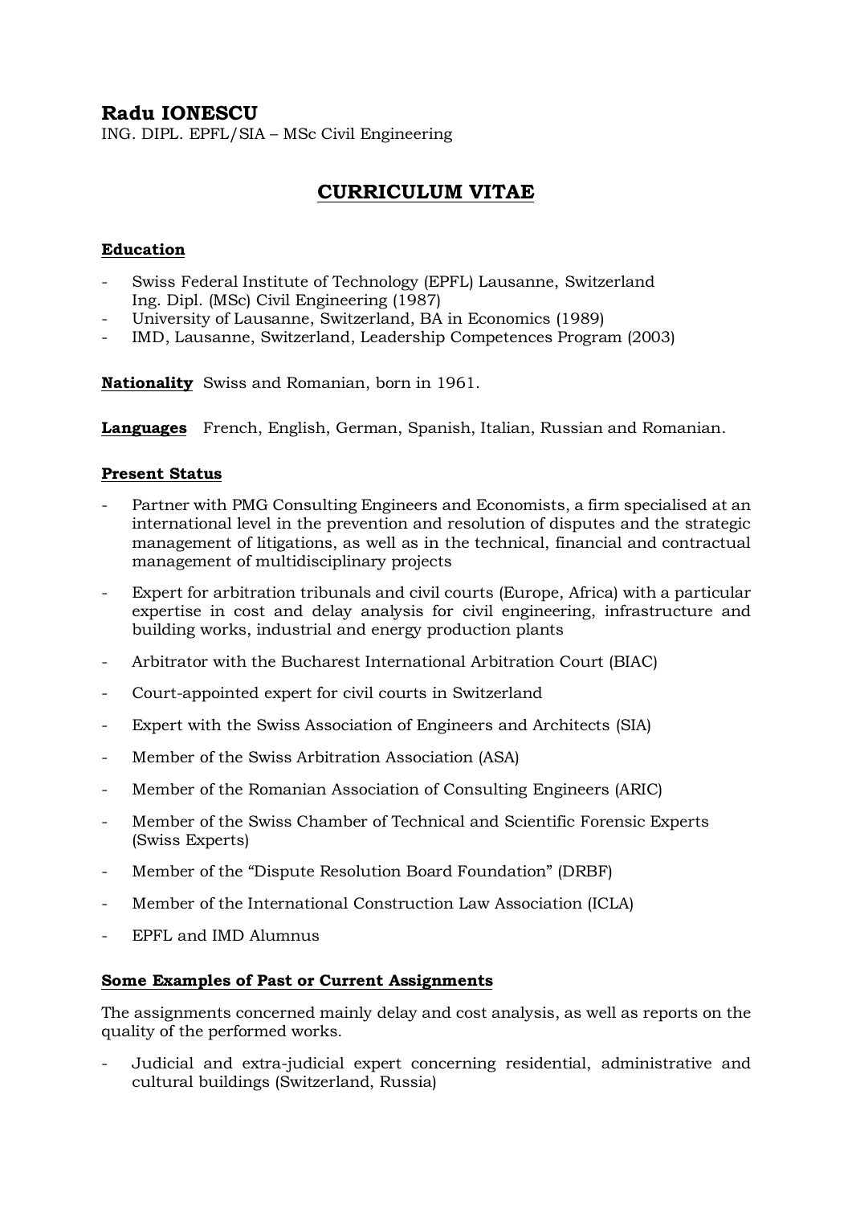# Radu IONESCU

ING. DIPL. EPFL/SIA – MSc Civil Engineering

## CURRICULUM VITAE

### Education

- Swiss Federal Institute of Technology (EPFL) Lausanne, Switzerland
  Ing. Dipl. (MSc) Civil Engineering (1987)
- University of Lausanne, Switzerland, BA in Economics (1989)
- IMD, Lausanne, Switzerland, Leadership Competences Program (2003)

**Nationality** Swiss and Romanian, born in 1961.

**Languages** French, English, German, Spanish, Italian, Russian and Romanian.

### Present Status

- Partner with PMG Consulting Engineers and Economists, a firm specialised at an international level in the prevention and resolution of disputes and the strategic management of litigations, as well as in the technical, financial and contractual management of multidisciplinary projects
- Expert for arbitration tribunals and civil courts (Europe, Africa) with a particular expertise in cost and delay analysis for civil engineering, infrastructure and building works, industrial and energy production plants
- Arbitrator with the Bucharest International Arbitration Court (BIAC)
- Court-appointed expert for civil courts in Switzerland
- Expert with the Swiss Association of Engineers and Architects (SIA)
- Member of the Swiss Arbitration Association (ASA)
- Member of the Romanian Association of Consulting Engineers (ARIC)
- Member of the Swiss Chamber of Technical and Scientific Forensic Experts (Swiss Experts)
- Member of the "Dispute Resolution Board Foundation" (DRBF)
- Member of the International Construction Law Association (ICLA)
- EPFL and IMD Alumnus

### Some Examples of Past or Current Assignments

The assignments concerned mainly delay and cost analysis, as well as reports on the quality of the performed works.

- Judicial and extra-judicial expert concerning residential, administrative and cultural buildings (Switzerland, Russia)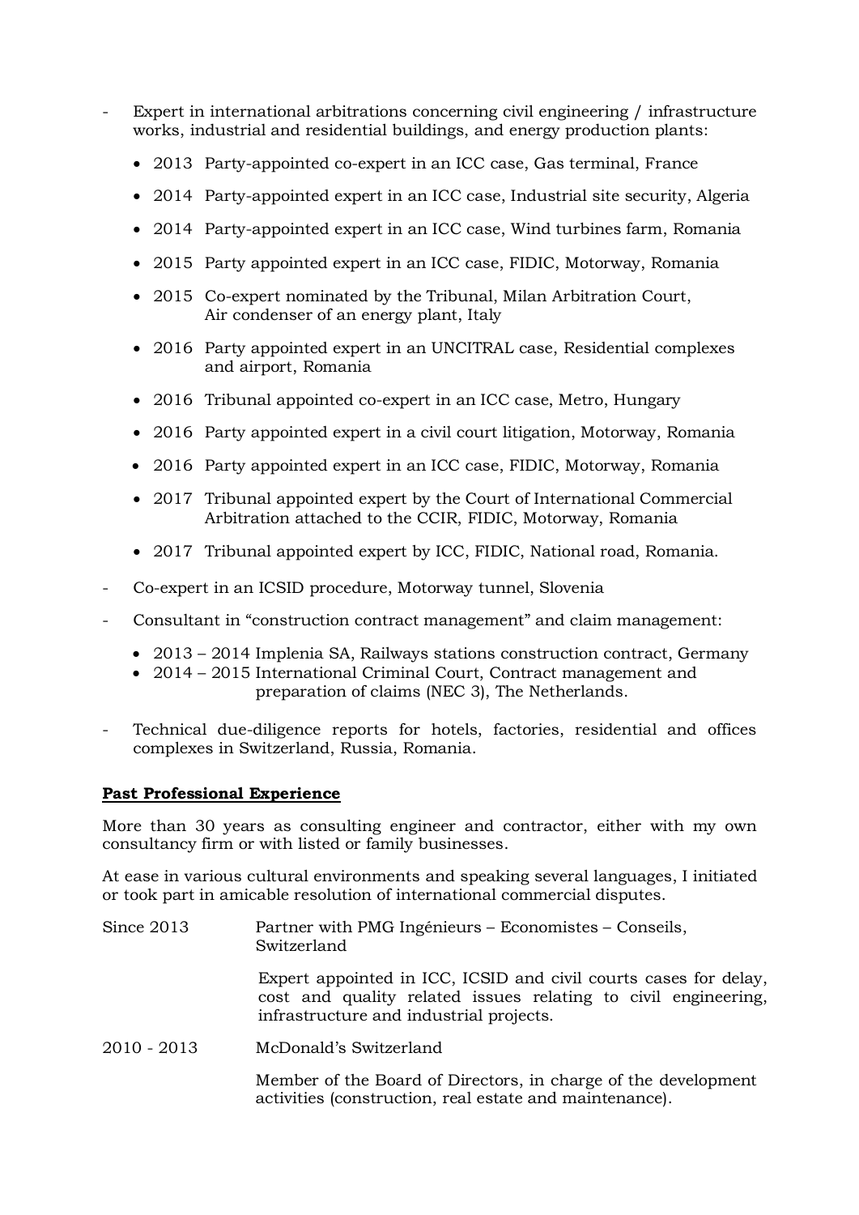- Expert in international arbitrations concerning civil engineering / infrastructure works, industrial and residential buildings, and energy production plants:
  - 2013 Party-appointed co-expert in an ICC case, Gas terminal, France
  - 2014 Party-appointed expert in an ICC case, Industrial site security, Algeria
  - 2014 Party-appointed expert in an ICC case, Wind turbines farm, Romania
  - 2015 Party appointed expert in an ICC case, FIDIC, Motorway, Romania
  - 2015 Co-expert nominated by the Tribunal, Milan Arbitration Court, Air condenser of an energy plant, Italy
  - 2016 Party appointed expert in an UNCITRAL case, Residential complexes and airport, Romania
  - 2016 Tribunal appointed co-expert in an ICC case, Metro, Hungary
  - 2016 Party appointed expert in a civil court litigation, Motorway, Romania
  - 2016 Party appointed expert in an ICC case, FIDIC, Motorway, Romania
  - 2017 Tribunal appointed expert by the Court of International Commercial Arbitration attached to the CCIR, FIDIC, Motorway, Romania
  - 2017 Tribunal appointed expert by ICC, FIDIC, National road, Romania.
- Co-expert in an ICSID procedure, Motorway tunnel, Slovenia
- Consultant in "construction contract management" and claim management:
  - 2013 – 2014 Implenia SA, Railways stations construction contract, Germany
  - 2014 – 2015 International Criminal Court, Contract management and preparation of claims (NEC 3), The Netherlands.
- Technical due-diligence reports for hotels, factories, residential and offices complexes in Switzerland, Russia, Romania.

**Past Professional Experience**

More than 30 years as consulting engineer and contractor, either with my own consultancy firm or with listed or family businesses.

At ease in various cultural environments and speaking several languages, I initiated or took part in amicable resolution of international commercial disputes.

Since 2013 — Partner with PMG Ingénieurs – Economistes – Conseils, Switzerland

Expert appointed in ICC, ICSID and civil courts cases for delay, cost and quality related issues relating to civil engineering, infrastructure and industrial projects.

2010 - 2013 — McDonald's Switzerland

Member of the Board of Directors, in charge of the development activities (construction, real estate and maintenance).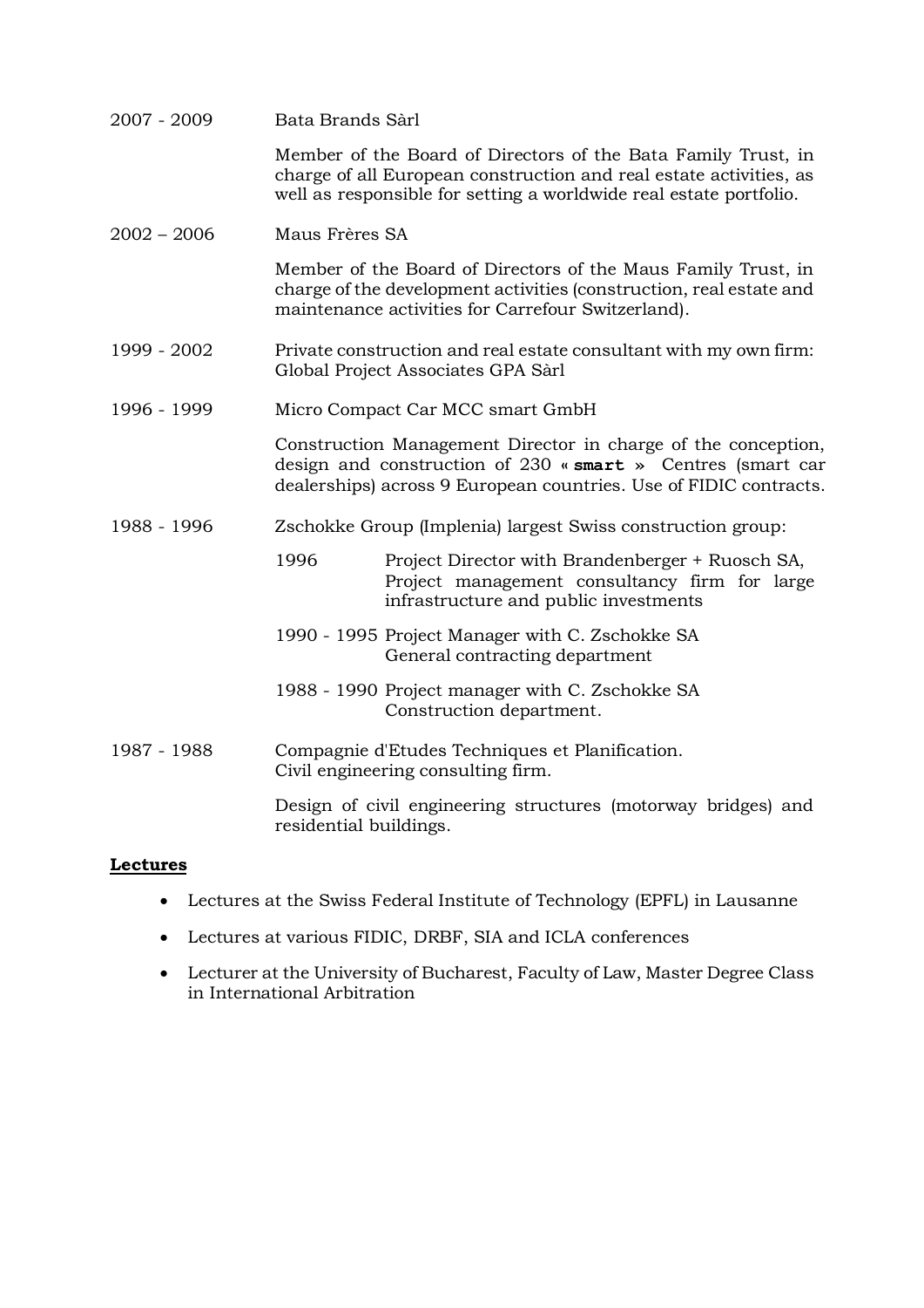2007 - 2009 Bata Brands Sàrl

Member of the Board of Directors of the Bata Family Trust, in charge of all European construction and real estate activities, as well as responsible for setting a worldwide real estate portfolio.

2002 – 2006 Maus Frères SA

Member of the Board of Directors of the Maus Family Trust, in charge of the development activities (construction, real estate and maintenance activities for Carrefour Switzerland).

1999 - 2002 Private construction and real estate consultant with my own firm: Global Project Associates GPA Sàrl

1996 - 1999 Micro Compact Car MCC smart GmbH

Construction Management Director in charge of the conception, design and construction of 230 « **smart** » Centres (smart car dealerships) across 9 European countries. Use of FIDIC contracts.

1988 - 1996 Zschokke Group (Implenia) largest Swiss construction group:

1996 Project Director with Brandenberger + Ruosch SA, Project management consultancy firm for large infrastructure and public investments

1990 - 1995 Project Manager with C. Zschokke SA General contracting department

1988 - 1990 Project manager with C. Zschokke SA Construction department.

1987 - 1988 Compagnie d'Etudes Techniques et Planification. Civil engineering consulting firm.

Design of civil engineering structures (motorway bridges) and residential buildings.

**Lectures**

- Lectures at the Swiss Federal Institute of Technology (EPFL) in Lausanne
- Lectures at various FIDIC, DRBF, SIA and ICLA conferences
- Lecturer at the University of Bucharest, Faculty of Law, Master Degree Class in International Arbitration